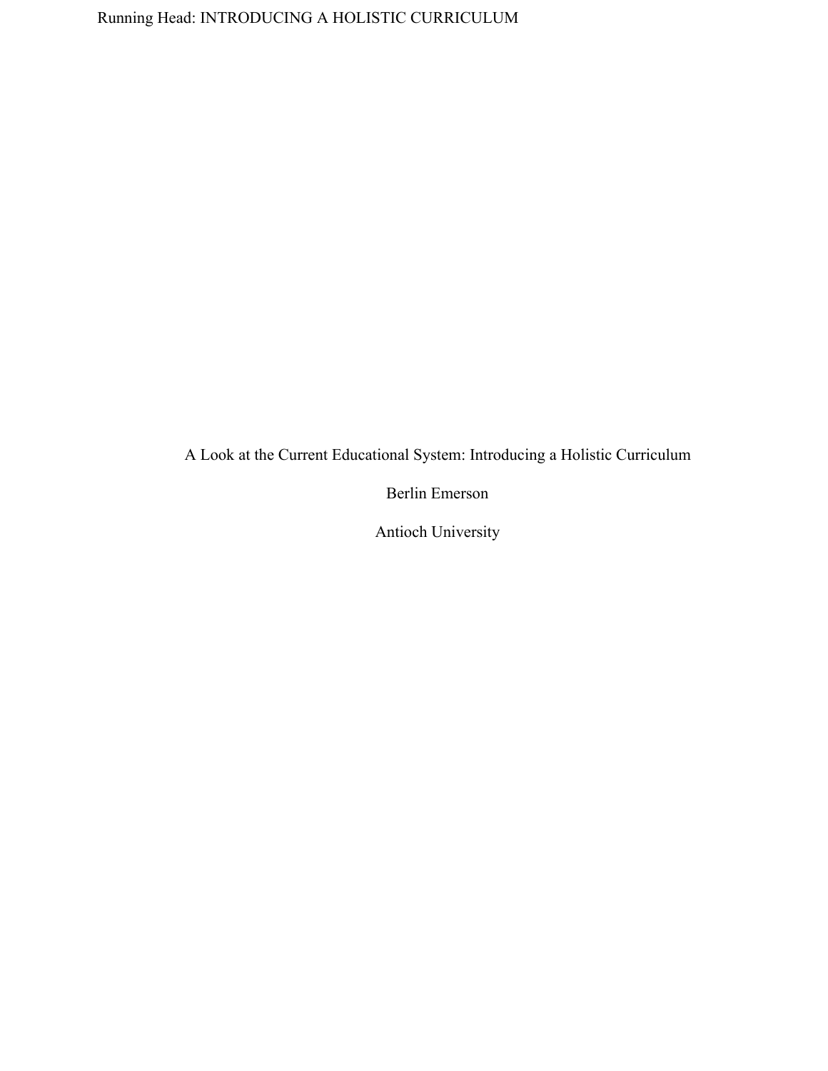# A Look at the Current Educational System: Introducing a Holistic Curriculum

Berlin Emerson

Antioch University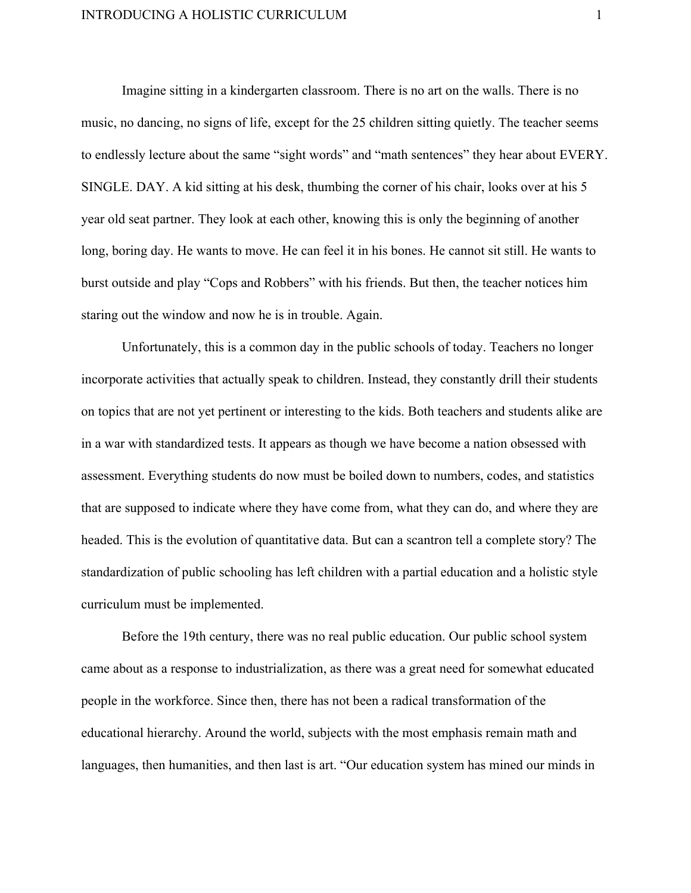Imagine sitting in a kindergarten classroom. There is no art on the walls. There is no music, no dancing, no signs of life, except for the 25 children sitting quietly. The teacher seems to endlessly lecture about the same "sight words" and "math sentences" they hear about EVERY. SINGLE. DAY. A kid sitting at his desk, thumbing the corner of his chair, looks over at his 5 year old seat partner. They look at each other, knowing this is only the beginning of another long, boring day. He wants to move. He can feel it in his bones. He cannot sit still. He wants to burst outside and play "Cops and Robbers" with his friends. But then, the teacher notices him staring out the window and now he is in trouble. Again.

Unfortunately, this is a common day in the public schools of today. Teachers no longer incorporate activities that actually speak to children. Instead, they constantly drill their students on topics that are not yet pertinent or interesting to the kids. Both teachers and students alike are in a war with standardized tests. It appears as though we have become a nation obsessed with assessment. Everything students do now must be boiled down to numbers, codes, and statistics that are supposed to indicate where they have come from, what they can do, and where they are headed. This is the evolution of quantitative data. But can a scantron tell a complete story? The standardization of public schooling has left children with a partial education and a holistic style curriculum must be implemented.

Before the 19th century, there was no real public education. Our public school system came about as a response to industrialization, as there was a great need for somewhat educated people in the workforce. Since then, there has not been a radical transformation of the educational hierarchy. Around the world, subjects with the most emphasis remain math and languages, then humanities, and then last is art. "Our education system has mined our minds in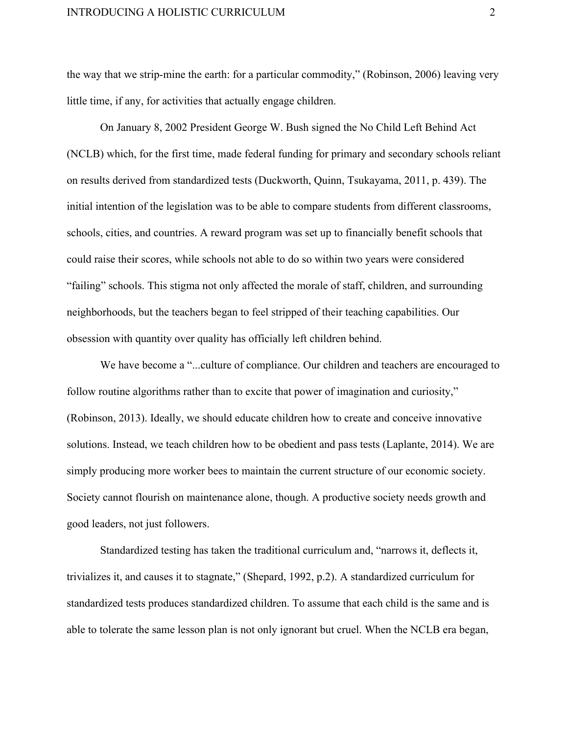the way that we strip-mine the earth: for a particular commodity," (Robinson, 2006) leaving very little time, if any, for activities that actually engage children.

On January 8, 2002 President George W. Bush signed the No Child Left Behind Act (NCLB) which, for the first time, made federal funding for primary and secondary schools reliant on results derived from standardized tests (Duckworth, Quinn, Tsukayama, 2011, p. 439). The initial intention of the legislation was to be able to compare students from different classrooms, schools, cities, and countries. A reward program was set up to financially benefit schools that could raise their scores, while schools not able to do so within two years were considered "failing" schools. This stigma not only affected the morale of staff, children, and surrounding neighborhoods, but the teachers began to feel stripped of their teaching capabilities. Our obsession with quantity over quality has officially left children behind.

We have become a "...culture of compliance. Our children and teachers are encouraged to follow routine algorithms rather than to excite that power of imagination and curiosity," (Robinson, 2013). Ideally, we should educate children how to create and conceive innovative solutions. Instead, we teach children how to be obedient and pass tests (Laplante, 2014). We are simply producing more worker bees to maintain the current structure of our economic society. Society cannot flourish on maintenance alone, though. A productive society needs growth and good leaders, not just followers.

Standardized testing has taken the traditional curriculum and, "narrows it, deflects it, trivializes it, and causes it to stagnate," (Shepard, 1992, p.2). A standardized curriculum for standardized tests produces standardized children. To assume that each child is the same and is able to tolerate the same lesson plan is not only ignorant but cruel. When the NCLB era began,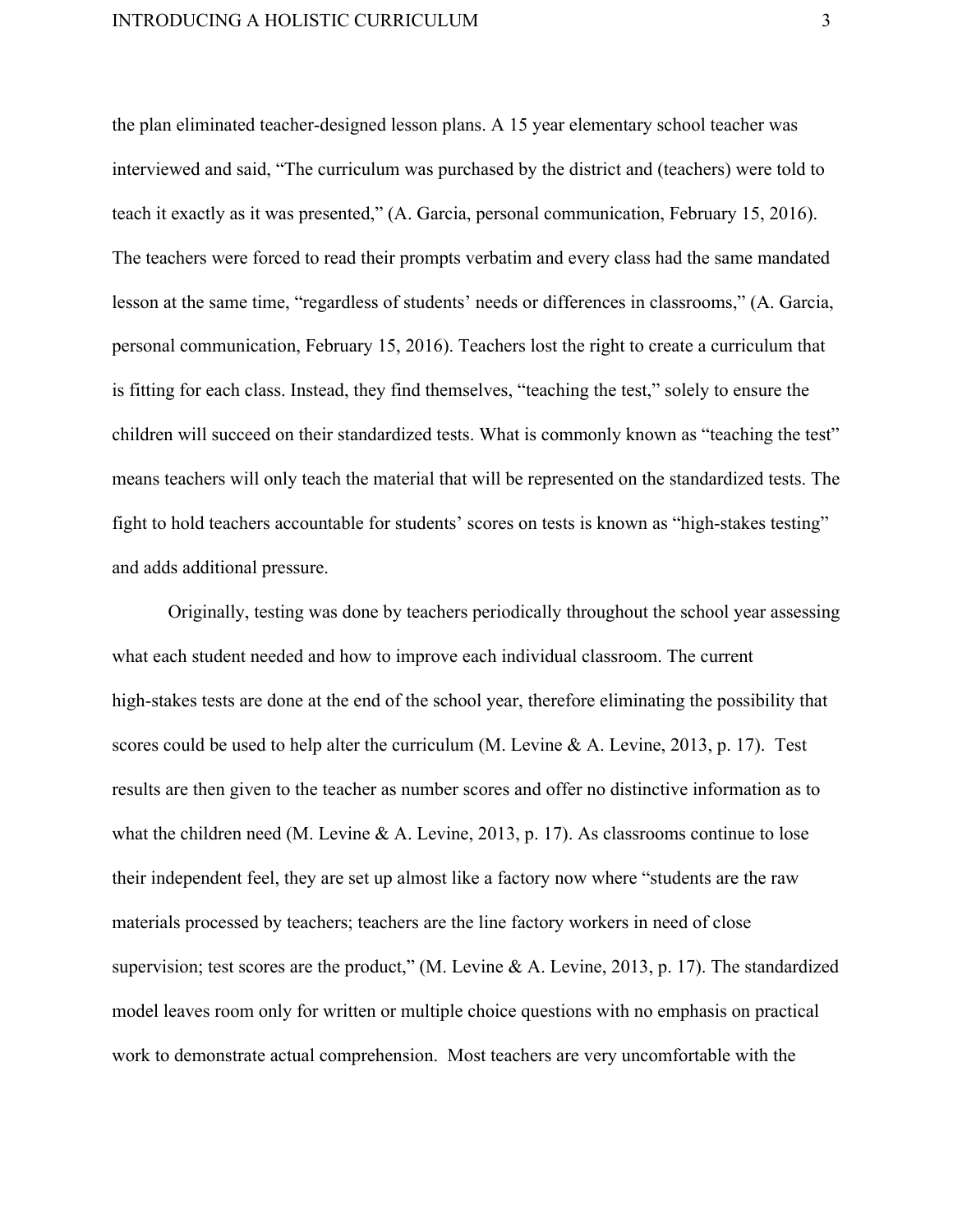the plan eliminated teacher-designed lesson plans. A 15 year elementary school teacher was interviewed and said, "The curriculum was purchased by the district and (teachers) were told to teach it exactly as it was presented," (A. Garcia, personal communication, February 15, 2016). The teachers were forced to read their prompts verbatim and every class had the same mandated lesson at the same time, "regardless of students' needs or differences in classrooms," (A. Garcia, personal communication, February 15, 2016). Teachers lost the right to create a curriculum that is fitting for each class. Instead, they find themselves, "teaching the test," solely to ensure the children will succeed on their standardized tests. What is commonly known as "teaching the test" means teachers will only teach the material that will be represented on the standardized tests. The fight to hold teachers accountable for students' scores on tests is known as "high-stakes testing" and adds additional pressure.

Originally, testing was done by teachers periodically throughout the school year assessing what each student needed and how to improve each individual classroom. The current high-stakes tests are done at the end of the school year, therefore eliminating the possibility that scores could be used to help alter the curriculum (M. Levine & A. Levine, 2013, p. 17). Test results are then given to the teacher as number scores and offer no distinctive information as to what the children need (M. Levine & A. Levine, 2013, p. 17). As classrooms continue to lose their independent feel, they are set up almost like a factory now where "students are the raw materials processed by teachers; teachers are the line factory workers in need of close supervision; test scores are the product," (M. Levine & A. Levine, 2013, p. 17). The standardized model leaves room only for written or multiple choice questions with no emphasis on practical work to demonstrate actual comprehension. Most teachers are very uncomfortable with the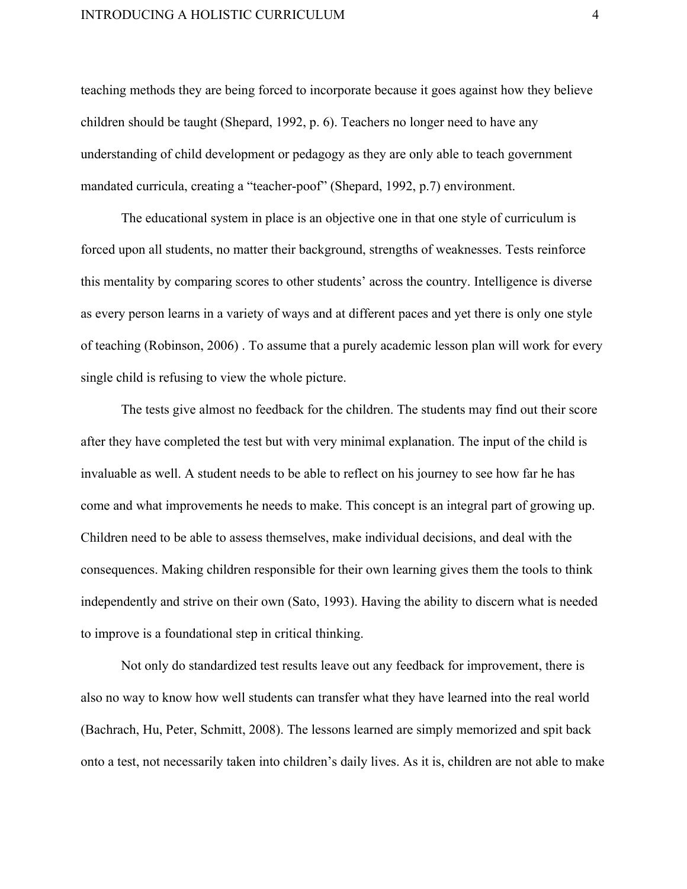teaching methods they are being forced to incorporate because it goes against how they believe children should be taught (Shepard, 1992, p. 6). Teachers no longer need to have any understanding of child development or pedagogy as they are only able to teach government mandated curricula, creating a "teacher-poof" (Shepard, 1992, p.7) environment.

The educational system in place is an objective one in that one style of curriculum is forced upon all students, no matter their background, strengths of weaknesses. Tests reinforce this mentality by comparing scores to other students' across the country. Intelligence is diverse as every person learns in a variety of ways and at different paces and yet there is only one style of teaching (Robinson, 2006) . To assume that a purely academic lesson plan will work for every single child is refusing to view the whole picture.

The tests give almost no feedback for the children. The students may find out their score after they have completed the test but with very minimal explanation. The input of the child is invaluable as well. A student needs to be able to reflect on his journey to see how far he has come and what improvements he needs to make. This concept is an integral part of growing up. Children need to be able to assess themselves, make individual decisions, and deal with the consequences. Making children responsible for their own learning gives them the tools to think independently and strive on their own (Sato, 1993). Having the ability to discern what is needed to improve is a foundational step in critical thinking.

Not only do standardized test results leave out any feedback for improvement, there is also no way to know how well students can transfer what they have learned into the real world (Bachrach, Hu, Peter, Schmitt, 2008). The lessons learned are simply memorized and spit back onto a test, not necessarily taken into children's daily lives. As it is, children are not able to make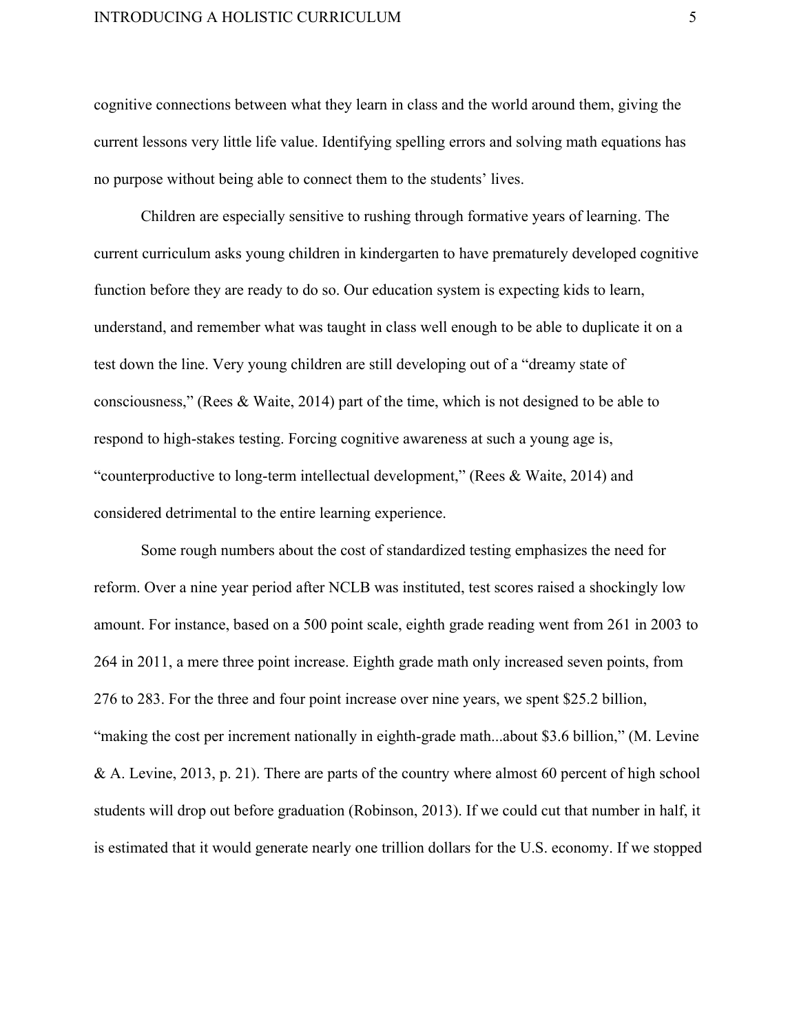cognitive connections between what they learn in class and the world around them, giving the current lessons very little life value. Identifying spelling errors and solving math equations has no purpose without being able to connect them to the students' lives.

Children are especially sensitive to rushing through formative years of learning. The current curriculum asks young children in kindergarten to have prematurely developed cognitive function before they are ready to do so. Our education system is expecting kids to learn, understand, and remember what was taught in class well enough to be able to duplicate it on a test down the line. Very young children are still developing out of a "dreamy state of consciousness," (Rees & Waite, 2014) part of the time, which is not designed to be able to respond to high-stakes testing. Forcing cognitive awareness at such a young age is, "counterproductive to long-term intellectual development," (Rees & Waite, 2014) and considered detrimental to the entire learning experience.

Some rough numbers about the cost of standardized testing emphasizes the need for reform. Over a nine year period after NCLB was instituted, test scores raised a shockingly low amount. For instance, based on a 500 point scale, eighth grade reading went from 261 in 2003 to 264 in 2011, a mere three point increase. Eighth grade math only increased seven points, from 276 to 283. For the three and four point increase over nine years, we spent $25.2 billion, "making the cost per increment nationally in eighth-grade math...about $3.6 billion," (M. Levine & A. Levine, 2013, p. 21). There are parts of the country where almost 60 percent of high school students will drop out before graduation (Robinson, 2013). If we could cut that number in half, it is estimated that it would generate nearly one trillion dollars for the U.S. economy. If we stopped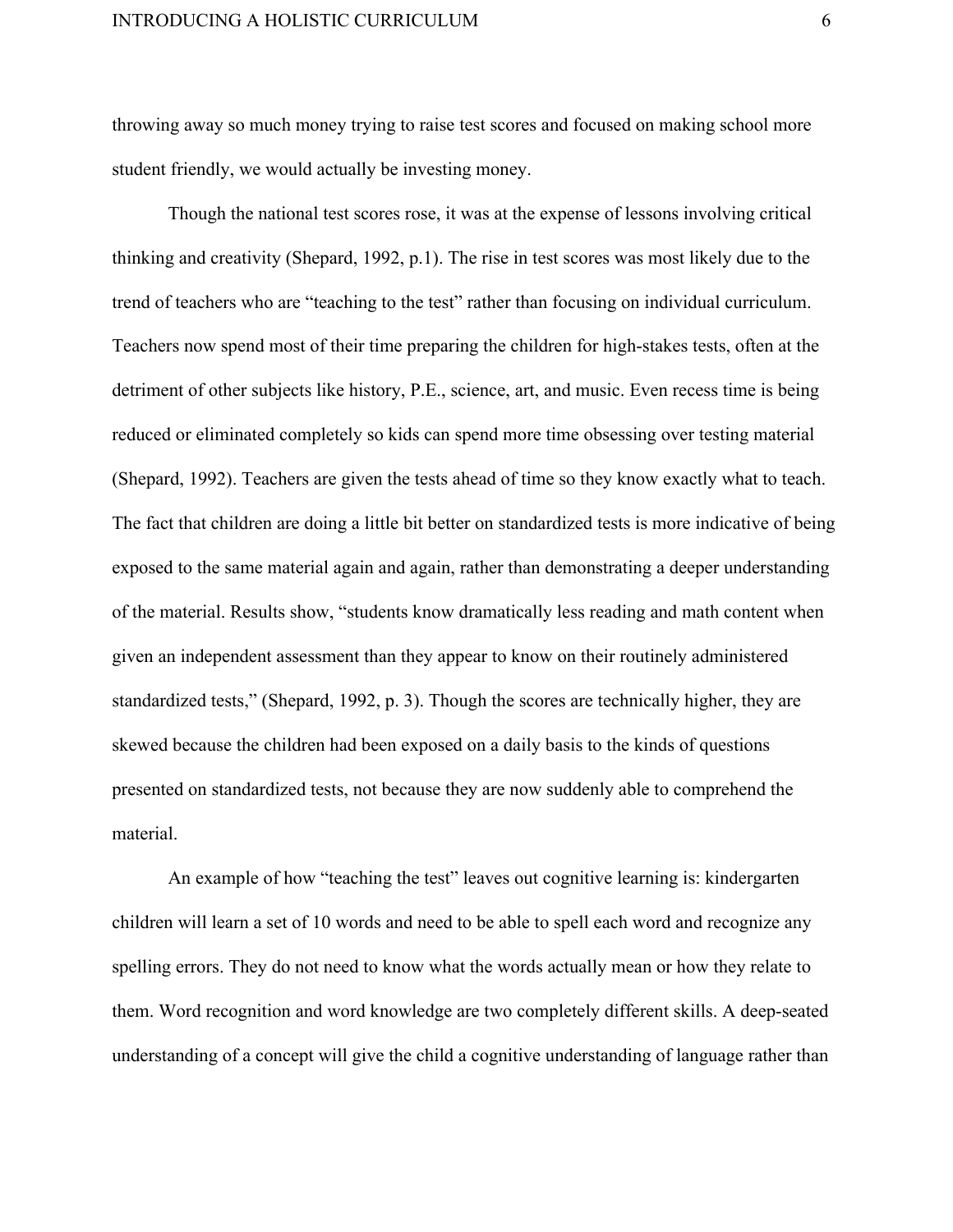throwing away so much money trying to raise test scores and focused on making school more student friendly, we would actually be investing money.

Though the national test scores rose, it was at the expense of lessons involving critical thinking and creativity (Shepard, 1992, p.1). The rise in test scores was most likely due to the trend of teachers who are "teaching to the test" rather than focusing on individual curriculum. Teachers now spend most of their time preparing the children for high-stakes tests, often at the detriment of other subjects like history, P.E., science, art, and music. Even recess time is being reduced or eliminated completely so kids can spend more time obsessing over testing material (Shepard, 1992). Teachers are given the tests ahead of time so they know exactly what to teach. The fact that children are doing a little bit better on standardized tests is more indicative of being exposed to the same material again and again, rather than demonstrating a deeper understanding of the material. Results show, "students know dramatically less reading and math content when given an independent assessment than they appear to know on their routinely administered standardized tests," (Shepard, 1992, p. 3). Though the scores are technically higher, they are skewed because the children had been exposed on a daily basis to the kinds of questions presented on standardized tests, not because they are now suddenly able to comprehend the material.

An example of how "teaching the test" leaves out cognitive learning is: kindergarten children will learn a set of 10 words and need to be able to spell each word and recognize any spelling errors. They do not need to know what the words actually mean or how they relate to them. Word recognition and word knowledge are two completely different skills. A deep-seated understanding of a concept will give the child a cognitive understanding of language rather than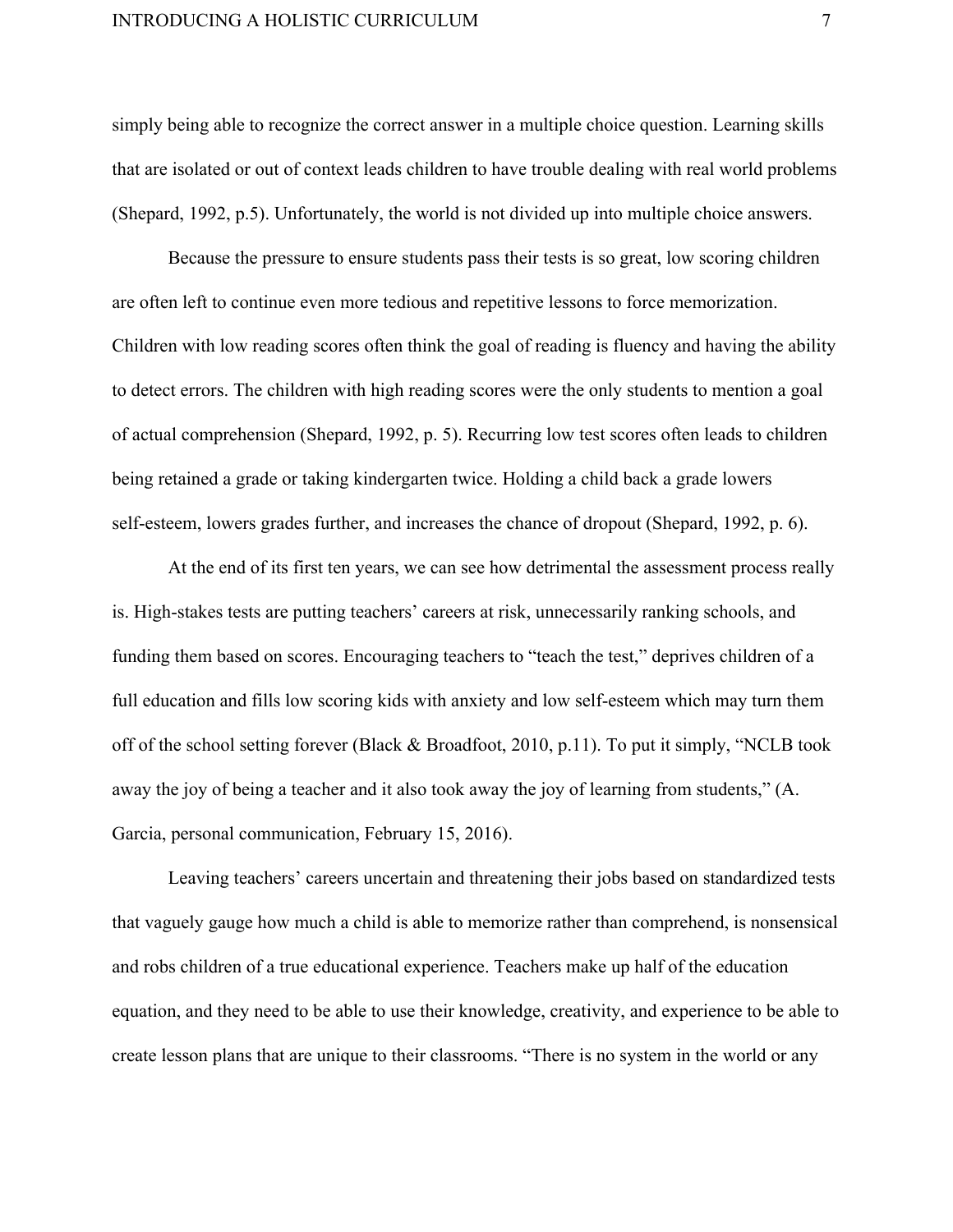simply being able to recognize the correct answer in a multiple choice question. Learning skills that are isolated or out of context leads children to have trouble dealing with real world problems (Shepard, 1992, p.5). Unfortunately, the world is not divided up into multiple choice answers.

Because the pressure to ensure students pass their tests is so great, low scoring children are often left to continue even more tedious and repetitive lessons to force memorization. Children with low reading scores often think the goal of reading is fluency and having the ability to detect errors. The children with high reading scores were the only students to mention a goal of actual comprehension (Shepard, 1992, p. 5). Recurring low test scores often leads to children being retained a grade or taking kindergarten twice. Holding a child back a grade lowers self-esteem, lowers grades further, and increases the chance of dropout (Shepard, 1992, p. 6).

At the end of its first ten years, we can see how detrimental the assessment process really is. High-stakes tests are putting teachers' careers at risk, unnecessarily ranking schools, and funding them based on scores. Encouraging teachers to "teach the test," deprives children of a full education and fills low scoring kids with anxiety and low self-esteem which may turn them off of the school setting forever (Black & Broadfoot, 2010, p.11). To put it simply, "NCLB took away the joy of being a teacher and it also took away the joy of learning from students," (A. Garcia, personal communication, February 15, 2016).

Leaving teachers' careers uncertain and threatening their jobs based on standardized tests that vaguely gauge how much a child is able to memorize rather than comprehend, is nonsensical and robs children of a true educational experience. Teachers make up half of the education equation, and they need to be able to use their knowledge, creativity, and experience to be able to create lesson plans that are unique to their classrooms. "There is no system in the world or any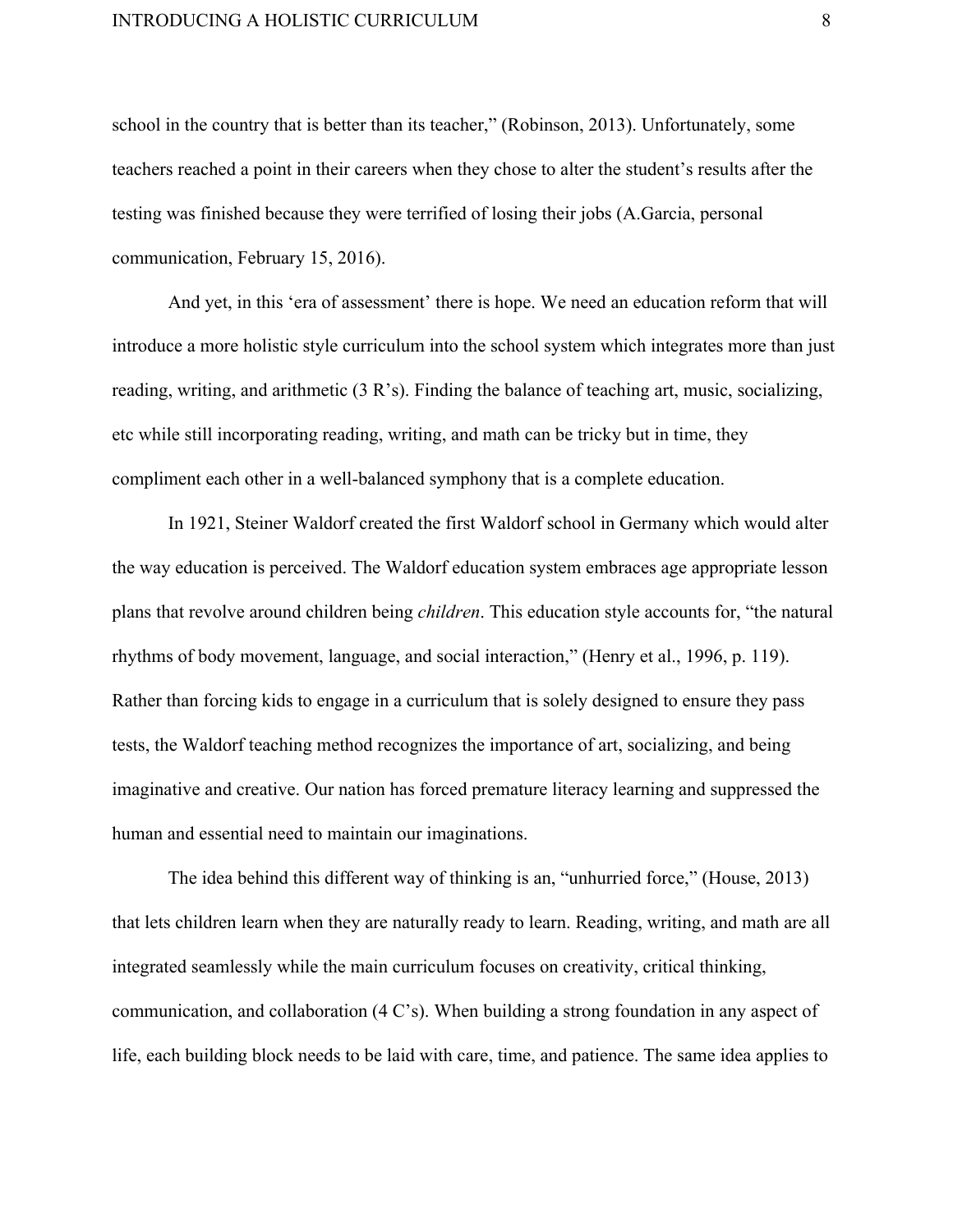school in the country that is better than its teacher," (Robinson, 2013). Unfortunately, some teachers reached a point in their careers when they chose to alter the student's results after the testing was finished because they were terrified of losing their jobs (A.Garcia, personal communication, February 15, 2016).

And yet, in this 'era of assessment' there is hope. We need an education reform that will introduce a more holistic style curriculum into the school system which integrates more than just reading, writing, and arithmetic (3 R's). Finding the balance of teaching art, music, socializing, etc while still incorporating reading, writing, and math can be tricky but in time, they compliment each other in a well-balanced symphony that is a complete education.

In 1921, Steiner Waldorf created the first Waldorf school in Germany which would alter the way education is perceived. The Waldorf education system embraces age appropriate lesson plans that revolve around children being *children*. This education style accounts for, "the natural rhythms of body movement, language, and social interaction," (Henry et al., 1996, p. 119). Rather than forcing kids to engage in a curriculum that is solely designed to ensure they pass tests, the Waldorf teaching method recognizes the importance of art, socializing, and being imaginative and creative. Our nation has forced premature literacy learning and suppressed the human and essential need to maintain our imaginations.

The idea behind this different way of thinking is an, "unhurried force," (House, 2013) that lets children learn when they are naturally ready to learn. Reading, writing, and math are all integrated seamlessly while the main curriculum focuses on creativity, critical thinking, communication, and collaboration (4 C's). When building a strong foundation in any aspect of life, each building block needs to be laid with care, time, and patience. The same idea applies to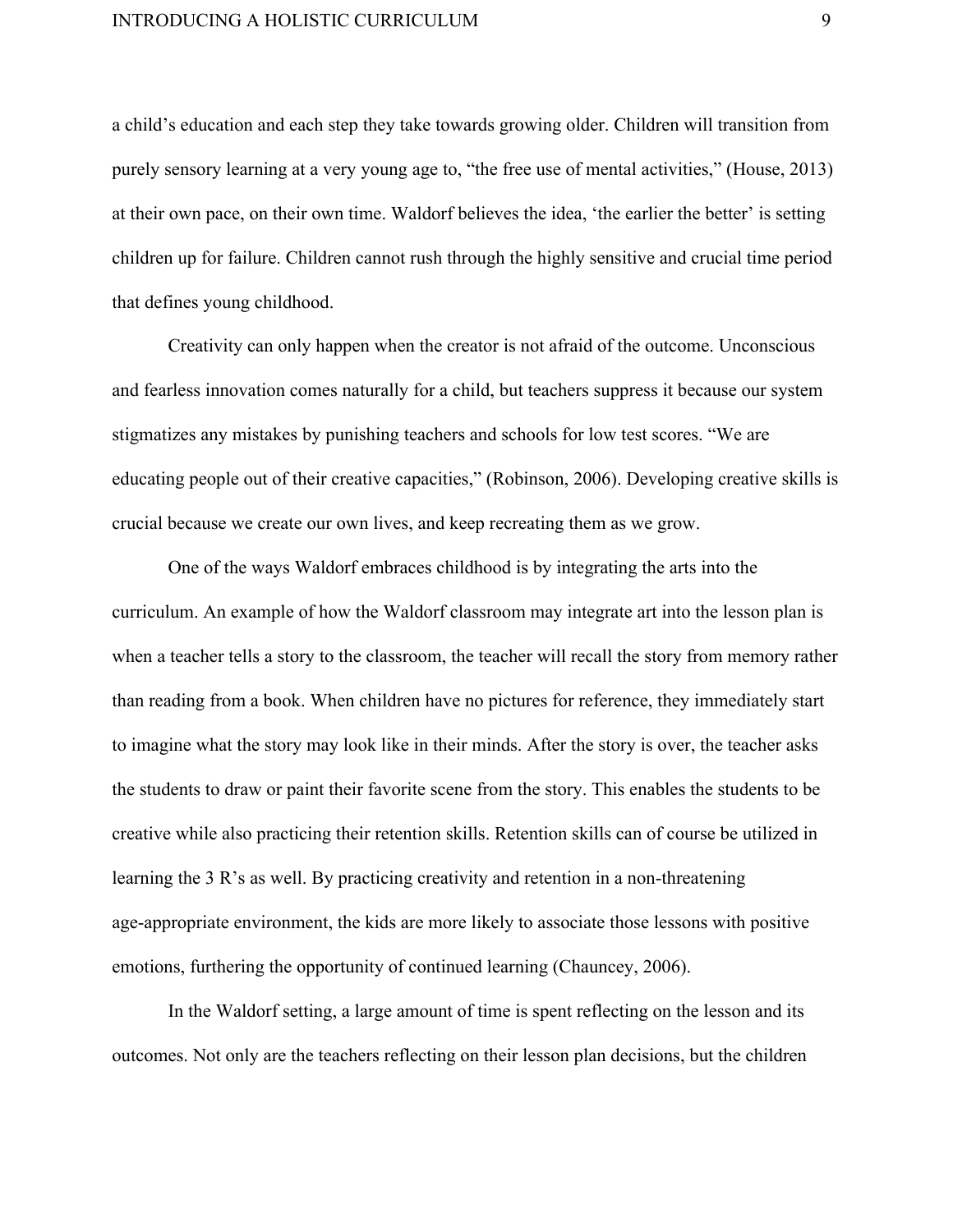a child's education and each step they take towards growing older. Children will transition from purely sensory learning at a very young age to, "the free use of mental activities," (House, 2013) at their own pace, on their own time. Waldorf believes the idea, 'the earlier the better' is setting children up for failure. Children cannot rush through the highly sensitive and crucial time period that defines young childhood.

Creativity can only happen when the creator is not afraid of the outcome. Unconscious and fearless innovation comes naturally for a child, but teachers suppress it because our system stigmatizes any mistakes by punishing teachers and schools for low test scores. "We are educating people out of their creative capacities," (Robinson, 2006). Developing creative skills is crucial because we create our own lives, and keep recreating them as we grow.

One of the ways Waldorf embraces childhood is by integrating the arts into the curriculum. An example of how the Waldorf classroom may integrate art into the lesson plan is when a teacher tells a story to the classroom, the teacher will recall the story from memory rather than reading from a book. When children have no pictures for reference, they immediately start to imagine what the story may look like in their minds. After the story is over, the teacher asks the students to draw or paint their favorite scene from the story. This enables the students to be creative while also practicing their retention skills. Retention skills can of course be utilized in learning the 3 R's as well. By practicing creativity and retention in a non-threatening age-appropriate environment, the kids are more likely to associate those lessons with positive emotions, furthering the opportunity of continued learning (Chauncey, 2006).

In the Waldorf setting, a large amount of time is spent reflecting on the lesson and its outcomes. Not only are the teachers reflecting on their lesson plan decisions, but the children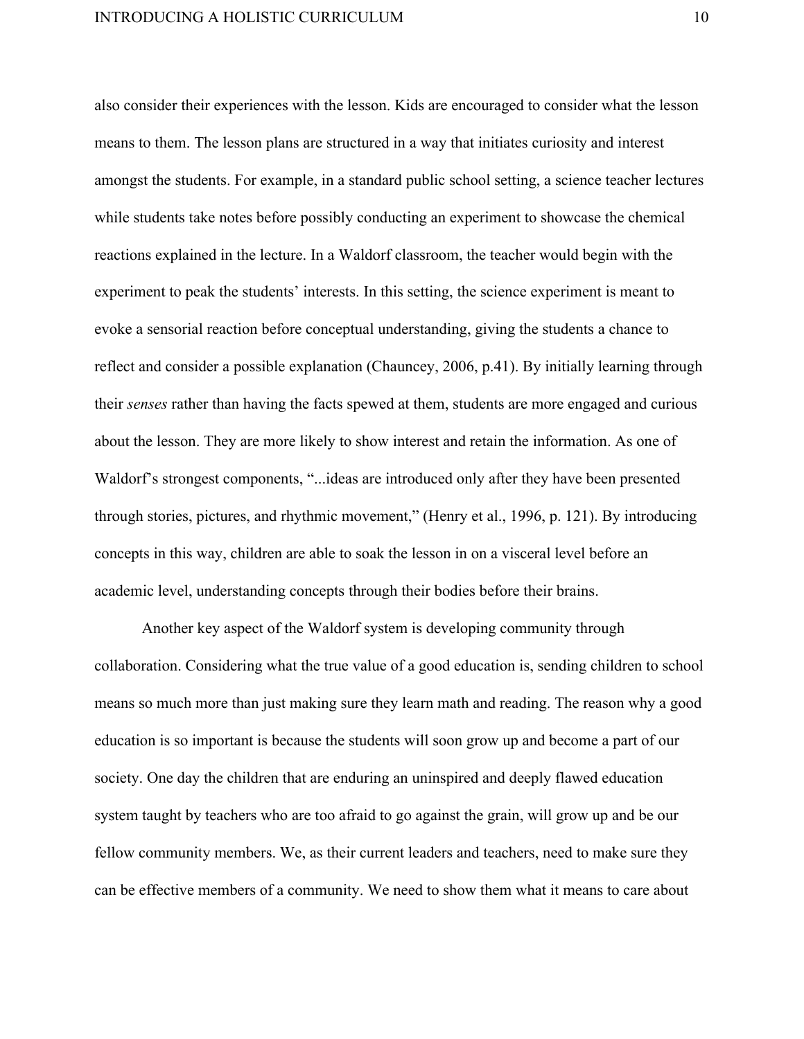also consider their experiences with the lesson. Kids are encouraged to consider what the lesson means to them. The lesson plans are structured in a way that initiates curiosity and interest amongst the students. For example, in a standard public school setting, a science teacher lectures while students take notes before possibly conducting an experiment to showcase the chemical reactions explained in the lecture. In a Waldorf classroom, the teacher would begin with the experiment to peak the students' interests. In this setting, the science experiment is meant to evoke a sensorial reaction before conceptual understanding, giving the students a chance to reflect and consider a possible explanation (Chauncey, 2006, p.41). By initially learning through their *senses* rather than having the facts spewed at them, students are more engaged and curious about the lesson. They are more likely to show interest and retain the information. As one of Waldorf's strongest components, "...ideas are introduced only after they have been presented through stories, pictures, and rhythmic movement," (Henry et al., 1996, p. 121). By introducing concepts in this way, children are able to soak the lesson in on a visceral level before an academic level, understanding concepts through their bodies before their brains.

Another key aspect of the Waldorf system is developing community through collaboration. Considering what the true value of a good education is, sending children to school means so much more than just making sure they learn math and reading. The reason why a good education is so important is because the students will soon grow up and become a part of our society. One day the children that are enduring an uninspired and deeply flawed education system taught by teachers who are too afraid to go against the grain, will grow up and be our fellow community members. We, as their current leaders and teachers, need to make sure they can be effective members of a community. We need to show them what it means to care about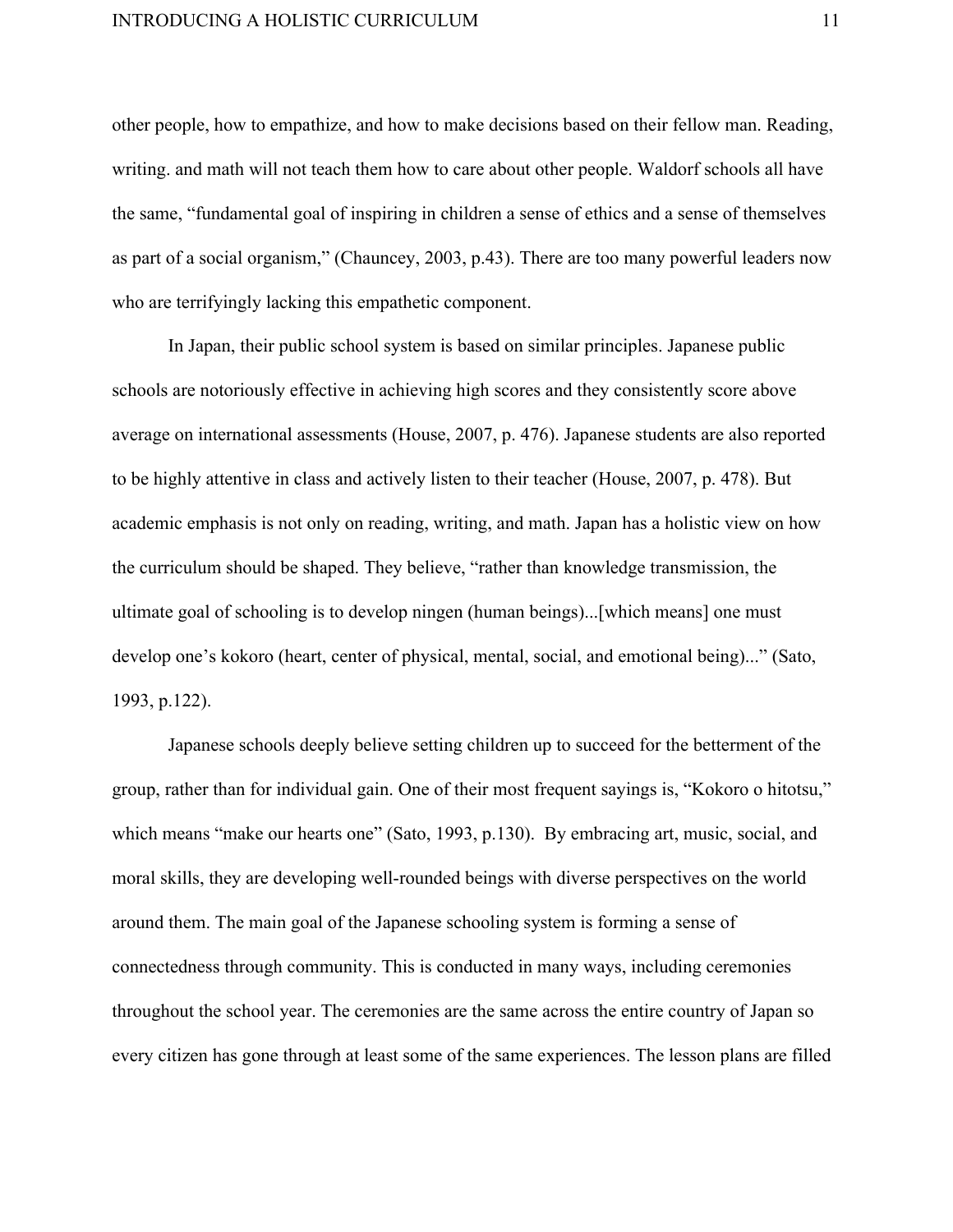other people, how to empathize, and how to make decisions based on their fellow man. Reading, writing. and math will not teach them how to care about other people. Waldorf schools all have the same, "fundamental goal of inspiring in children a sense of ethics and a sense of themselves as part of a social organism," (Chauncey, 2003, p.43). There are too many powerful leaders now who are terrifyingly lacking this empathetic component.

In Japan, their public school system is based on similar principles. Japanese public schools are notoriously effective in achieving high scores and they consistently score above average on international assessments (House, 2007, p. 476). Japanese students are also reported to be highly attentive in class and actively listen to their teacher (House, 2007, p. 478). But academic emphasis is not only on reading, writing, and math. Japan has a holistic view on how the curriculum should be shaped. They believe, "rather than knowledge transmission, the ultimate goal of schooling is to develop ningen (human beings)...[which means] one must develop one's kokoro (heart, center of physical, mental, social, and emotional being)..." (Sato, 1993, p.122).

Japanese schools deeply believe setting children up to succeed for the betterment of the group, rather than for individual gain. One of their most frequent sayings is, "Kokoro o hitotsu," which means "make our hearts one" (Sato, 1993, p.130). By embracing art, music, social, and moral skills, they are developing well-rounded beings with diverse perspectives on the world around them. The main goal of the Japanese schooling system is forming a sense of connectedness through community. This is conducted in many ways, including ceremonies throughout the school year. The ceremonies are the same across the entire country of Japan so every citizen has gone through at least some of the same experiences. The lesson plans are filled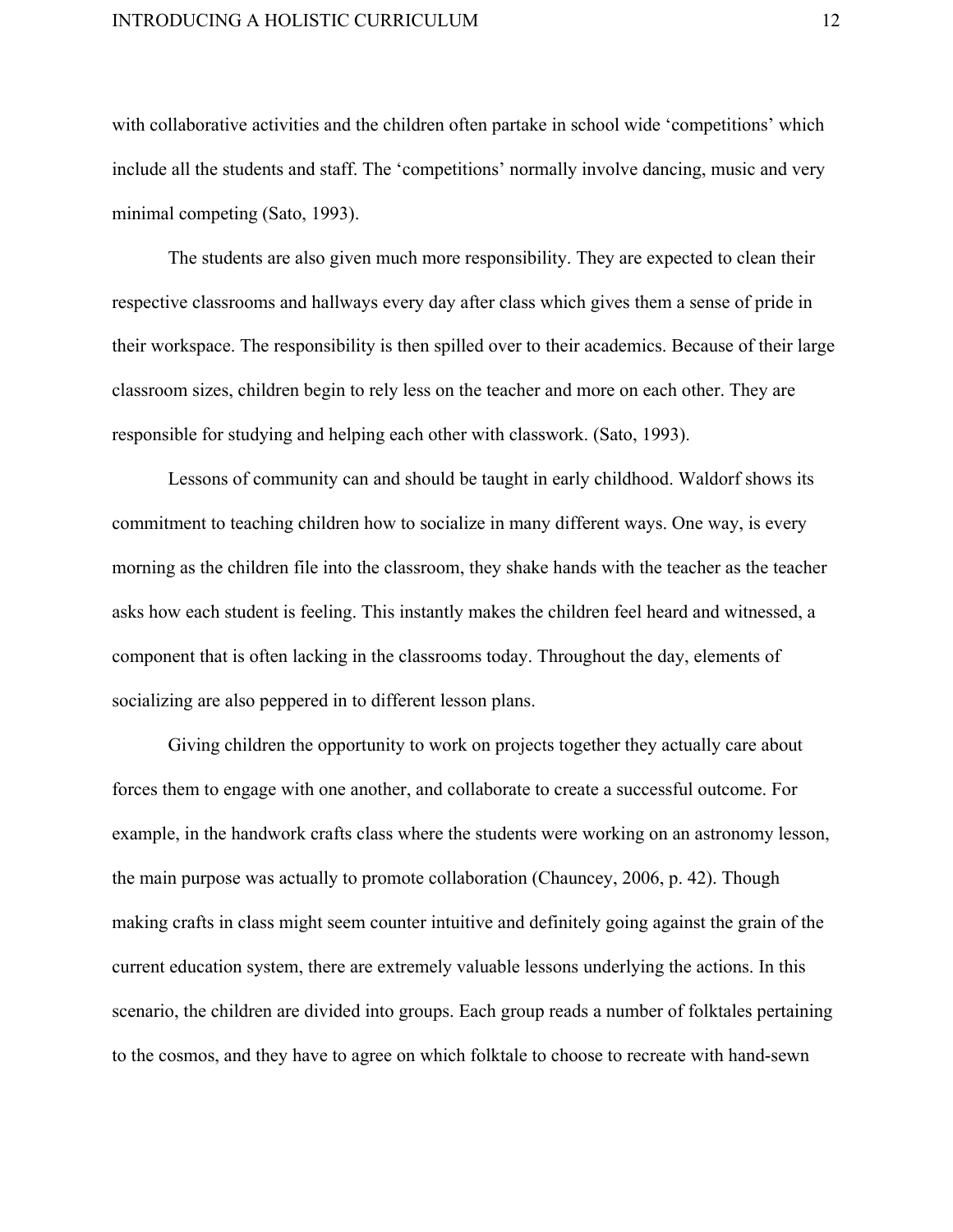with collaborative activities and the children often partake in school wide 'competitions' which include all the students and staff. The 'competitions' normally involve dancing, music and very minimal competing (Sato, 1993).

The students are also given much more responsibility. They are expected to clean their respective classrooms and hallways every day after class which gives them a sense of pride in their workspace. The responsibility is then spilled over to their academics. Because of their large classroom sizes, children begin to rely less on the teacher and more on each other. They are responsible for studying and helping each other with classwork. (Sato, 1993).

Lessons of community can and should be taught in early childhood. Waldorf shows its commitment to teaching children how to socialize in many different ways. One way, is every morning as the children file into the classroom, they shake hands with the teacher as the teacher asks how each student is feeling. This instantly makes the children feel heard and witnessed, a component that is often lacking in the classrooms today. Throughout the day, elements of socializing are also peppered in to different lesson plans.

Giving children the opportunity to work on projects together they actually care about forces them to engage with one another, and collaborate to create a successful outcome. For example, in the handwork crafts class where the students were working on an astronomy lesson, the main purpose was actually to promote collaboration (Chauncey, 2006, p. 42). Though making crafts in class might seem counter intuitive and definitely going against the grain of the current education system, there are extremely valuable lessons underlying the actions. In this scenario, the children are divided into groups. Each group reads a number of folktales pertaining to the cosmos, and they have to agree on which folktale to choose to recreate with hand-sewn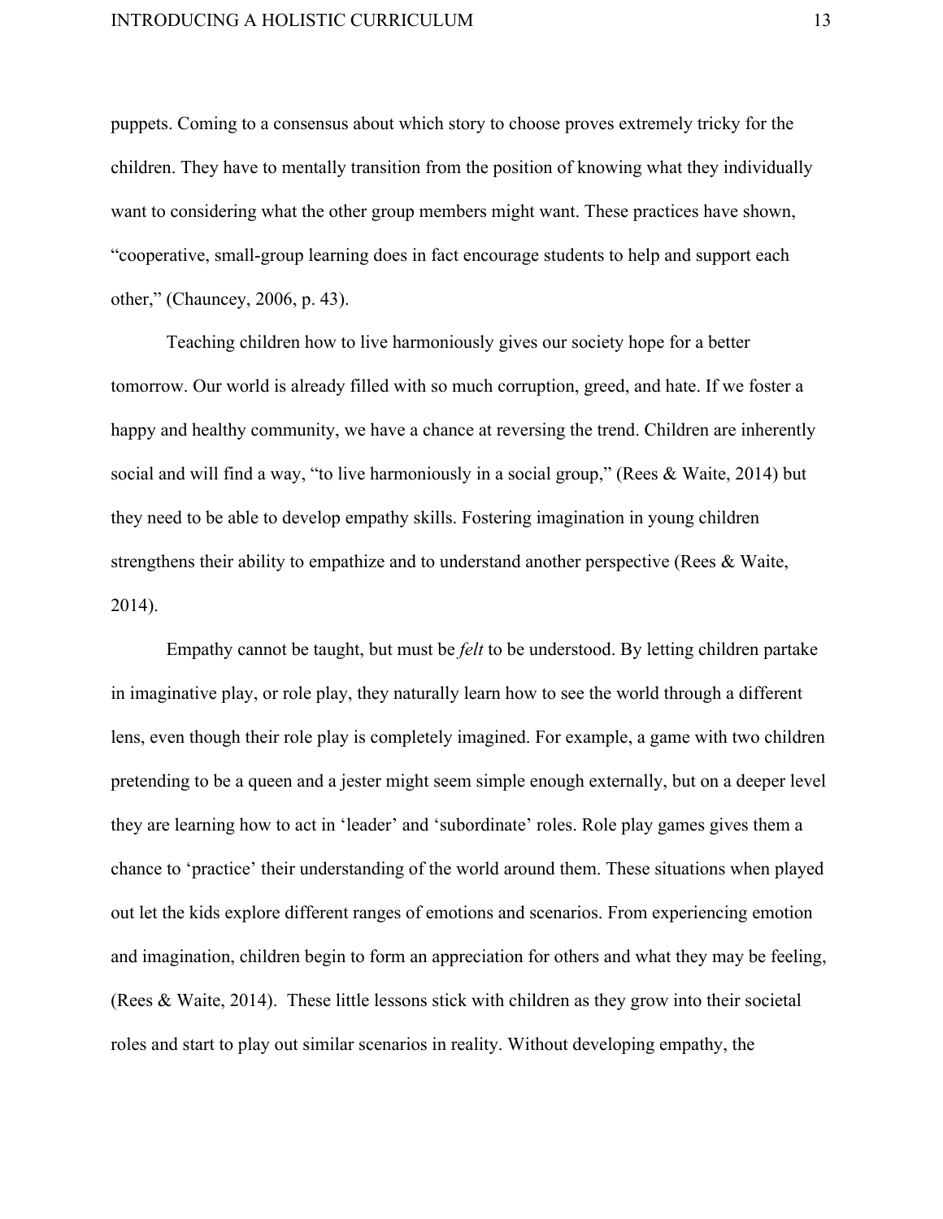puppets. Coming to a consensus about which story to choose proves extremely tricky for the children. They have to mentally transition from the position of knowing what they individually want to considering what the other group members might want. These practices have shown, "cooperative, small-group learning does in fact encourage students to help and support each other," (Chauncey, 2006, p. 43).

Teaching children how to live harmoniously gives our society hope for a better tomorrow. Our world is already filled with so much corruption, greed, and hate. If we foster a happy and healthy community, we have a chance at reversing the trend. Children are inherently social and will find a way, "to live harmoniously in a social group," (Rees & Waite, 2014) but they need to be able to develop empathy skills. Fostering imagination in young children strengthens their ability to empathize and to understand another perspective (Rees & Waite, 2014).

Empathy cannot be taught, but must be *felt* to be understood. By letting children partake in imaginative play, or role play, they naturally learn how to see the world through a different lens, even though their role play is completely imagined. For example, a game with two children pretending to be a queen and a jester might seem simple enough externally, but on a deeper level they are learning how to act in 'leader' and 'subordinate' roles. Role play games gives them a chance to 'practice' their understanding of the world around them. These situations when played out let the kids explore different ranges of emotions and scenarios. From experiencing emotion and imagination, children begin to form an appreciation for others and what they may be feeling, (Rees & Waite, 2014). These little lessons stick with children as they grow into their societal roles and start to play out similar scenarios in reality. Without developing empathy, the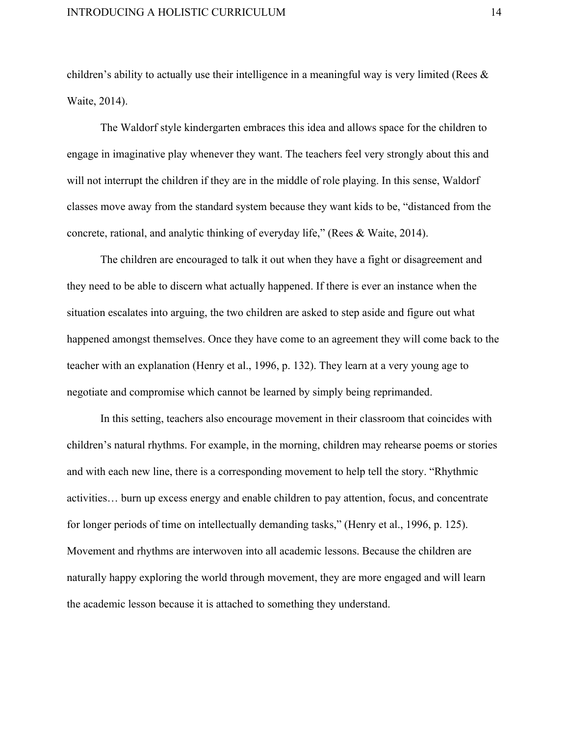children's ability to actually use their intelligence in a meaningful way is very limited (Rees & Waite, 2014).

The Waldorf style kindergarten embraces this idea and allows space for the children to engage in imaginative play whenever they want. The teachers feel very strongly about this and will not interrupt the children if they are in the middle of role playing. In this sense, Waldorf classes move away from the standard system because they want kids to be, "distanced from the concrete, rational, and analytic thinking of everyday life," (Rees & Waite, 2014).

The children are encouraged to talk it out when they have a fight or disagreement and they need to be able to discern what actually happened. If there is ever an instance when the situation escalates into arguing, the two children are asked to step aside and figure out what happened amongst themselves. Once they have come to an agreement they will come back to the teacher with an explanation (Henry et al., 1996, p. 132). They learn at a very young age to negotiate and compromise which cannot be learned by simply being reprimanded.

In this setting, teachers also encourage movement in their classroom that coincides with children's natural rhythms. For example, in the morning, children may rehearse poems or stories and with each new line, there is a corresponding movement to help tell the story. "Rhythmic activities… burn up excess energy and enable children to pay attention, focus, and concentrate for longer periods of time on intellectually demanding tasks," (Henry et al., 1996, p. 125). Movement and rhythms are interwoven into all academic lessons. Because the children are naturally happy exploring the world through movement, they are more engaged and will learn the academic lesson because it is attached to something they understand.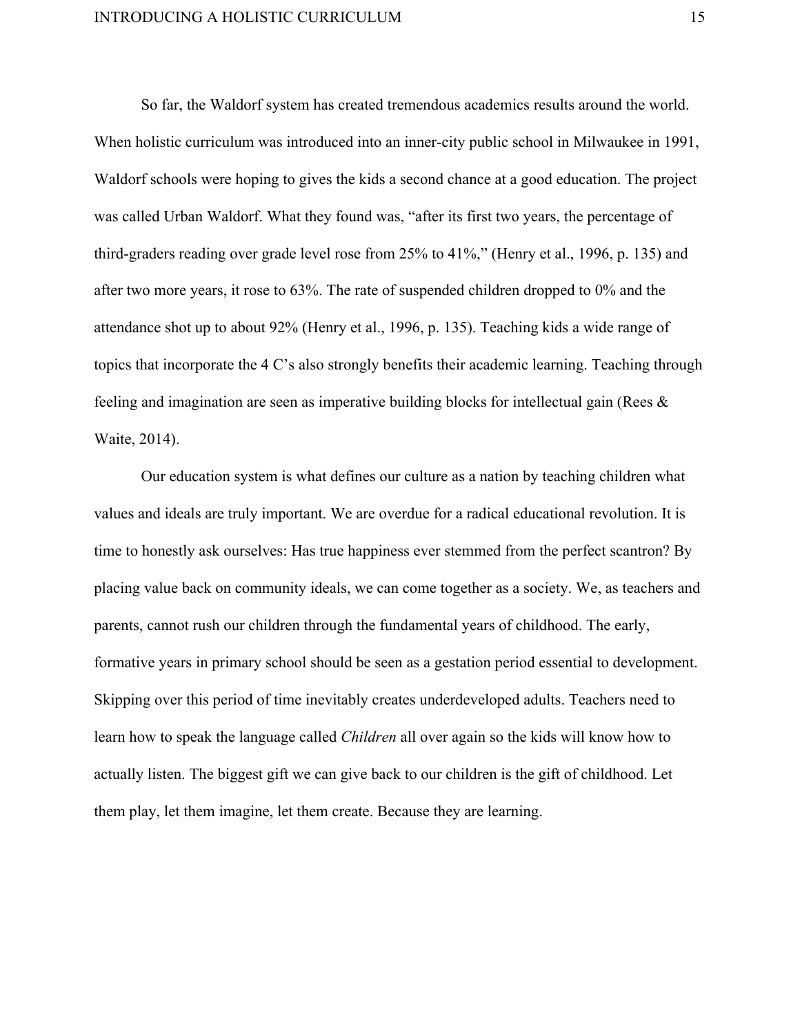So far, the Waldorf system has created tremendous academics results around the world. When holistic curriculum was introduced into an inner-city public school in Milwaukee in 1991, Waldorf schools were hoping to gives the kids a second chance at a good education. The project was called Urban Waldorf. What they found was, "after its first two years, the percentage of third-graders reading over grade level rose from 25% to 41%," (Henry et al., 1996, p. 135) and after two more years, it rose to 63%. The rate of suspended children dropped to 0% and the attendance shot up to about 92% (Henry et al., 1996, p. 135). Teaching kids a wide range of topics that incorporate the 4 C's also strongly benefits their academic learning. Teaching through feeling and imagination are seen as imperative building blocks for intellectual gain (Rees & Waite, 2014).

Our education system is what defines our culture as a nation by teaching children what values and ideals are truly important. We are overdue for a radical educational revolution. It is time to honestly ask ourselves: Has true happiness ever stemmed from the perfect scantron? By placing value back on community ideals, we can come together as a society. We, as teachers and parents, cannot rush our children through the fundamental years of childhood. The early, formative years in primary school should be seen as a gestation period essential to development. Skipping over this period of time inevitably creates underdeveloped adults. Teachers need to learn how to speak the language called *Children* all over again so the kids will know how to actually listen. The biggest gift we can give back to our children is the gift of childhood. Let them play, let them imagine, let them create. Because they are learning.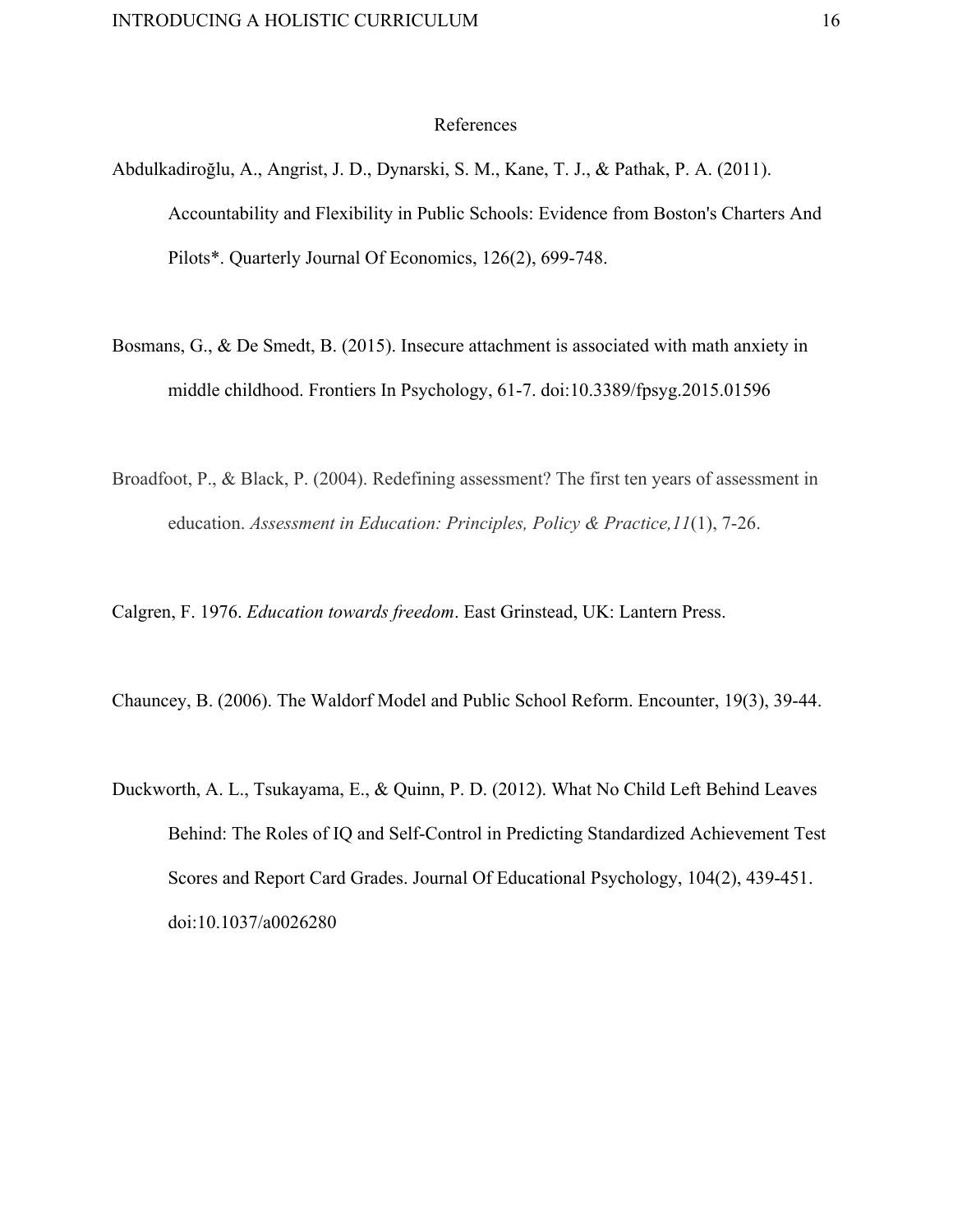# References

Abdulkadiroğlu, A., Angrist, J. D., Dynarski, S. M., Kane, T. J., & Pathak, P. A. (2011). Accountability and Flexibility in Public Schools: Evidence from Boston's Charters And Pilots*. Quarterly Journal Of Economics, 126(2), 699-748.

Bosmans, G., & De Smedt, B. (2015). Insecure attachment is associated with math anxiety in middle childhood. Frontiers In Psychology, 61-7. doi:10.3389/fpsyg.2015.01596

Broadfoot, P., & Black, P. (2004). Redefining assessment? The first ten years of assessment in education. *Assessment in Education: Principles, Policy & Practice,11*(1), 7-26.

Calgren, F. 1976. *Education towards freedom*. East Grinstead, UK: Lantern Press.

Chauncey, B. (2006). The Waldorf Model and Public School Reform. Encounter, 19(3), 39-44.

Duckworth, A. L., Tsukayama, E., & Quinn, P. D. (2012). What No Child Left Behind Leaves Behind: The Roles of IQ and Self-Control in Predicting Standardized Achievement Test Scores and Report Card Grades. Journal Of Educational Psychology, 104(2), 439-451. doi:10.1037/a0026280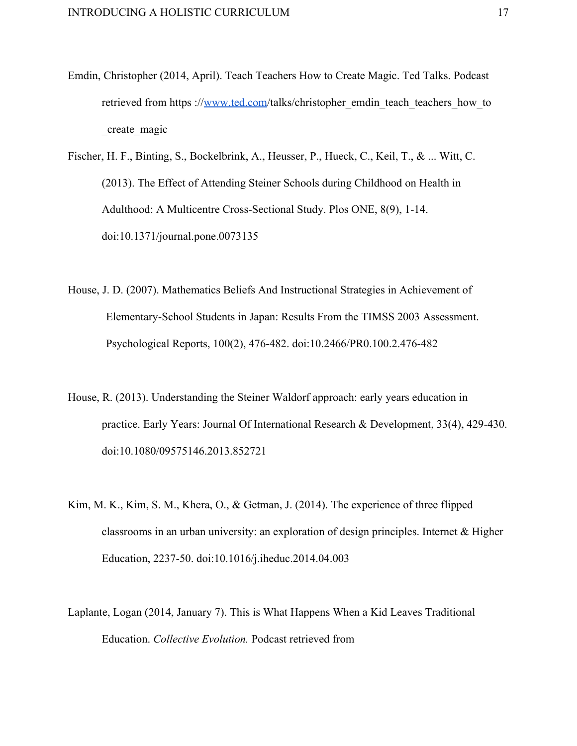Emdin, Christopher (2014, April). Teach Teachers How to Create Magic. Ted Talks. Podcast retrieved from https ://www.ted.com/talks/christopher_emdin_teach_teachers_how_to _create_magic

Fischer, H. F., Binting, S., Bockelbrink, A., Heusser, P., Hueck, C., Keil, T., & ... Witt, C. (2013). The Effect of Attending Steiner Schools during Childhood on Health in Adulthood: A Multicentre Cross-Sectional Study. Plos ONE, 8(9), 1-14. doi:10.1371/journal.pone.0073135

House, J. D. (2007). Mathematics Beliefs And Instructional Strategies in Achievement of Elementary-School Students in Japan: Results From the TIMSS 2003 Assessment. Psychological Reports, 100(2), 476-482. doi:10.2466/PR0.100.2.476-482

House, R. (2013). Understanding the Steiner Waldorf approach: early years education in practice. Early Years: Journal Of International Research & Development, 33(4), 429-430. doi:10.1080/09575146.2013.852721

Kim, M. K., Kim, S. M., Khera, O., & Getman, J. (2014). The experience of three flipped classrooms in an urban university: an exploration of design principles. Internet & Higher Education, 2237-50. doi:10.1016/j.iheduc.2014.04.003

Laplante, Logan (2014, January 7). This is What Happens When a Kid Leaves Traditional Education. *Collective Evolution.* Podcast retrieved from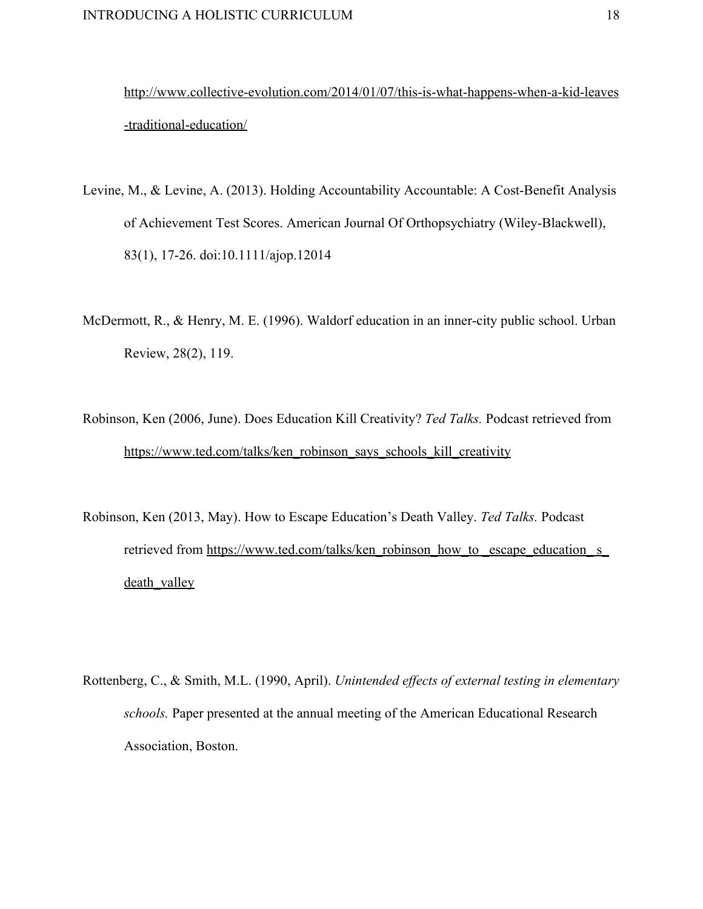http://www.collective-evolution.com/2014/01/07/this-is-what-happens-when-a-kid-leaves-traditional-education/

Levine, M., & Levine, A. (2013). Holding Accountability Accountable: A Cost-Benefit Analysis of Achievement Test Scores. American Journal Of Orthopsychiatry (Wiley-Blackwell), 83(1), 17-26. doi:10.1111/ajop.12014

McDermott, R., & Henry, M. E. (1996). Waldorf education in an inner-city public school. Urban Review, 28(2), 119.

Robinson, Ken (2006, June). Does Education Kill Creativity? *Ted Talks.* Podcast retrieved from https://www.ted.com/talks/ken_robinson_says_schools_kill_creativity

Robinson, Ken (2013, May). How to Escape Education's Death Valley. *Ted Talks.* Podcast retrieved from https://www.ted.com/talks/ken_robinson_how_to_escape_education_s_death_valley

Rottenberg, C., & Smith, M.L. (1990, April). *Unintended effects of external testing in elementary schools.* Paper presented at the annual meeting of the American Educational Research Association, Boston.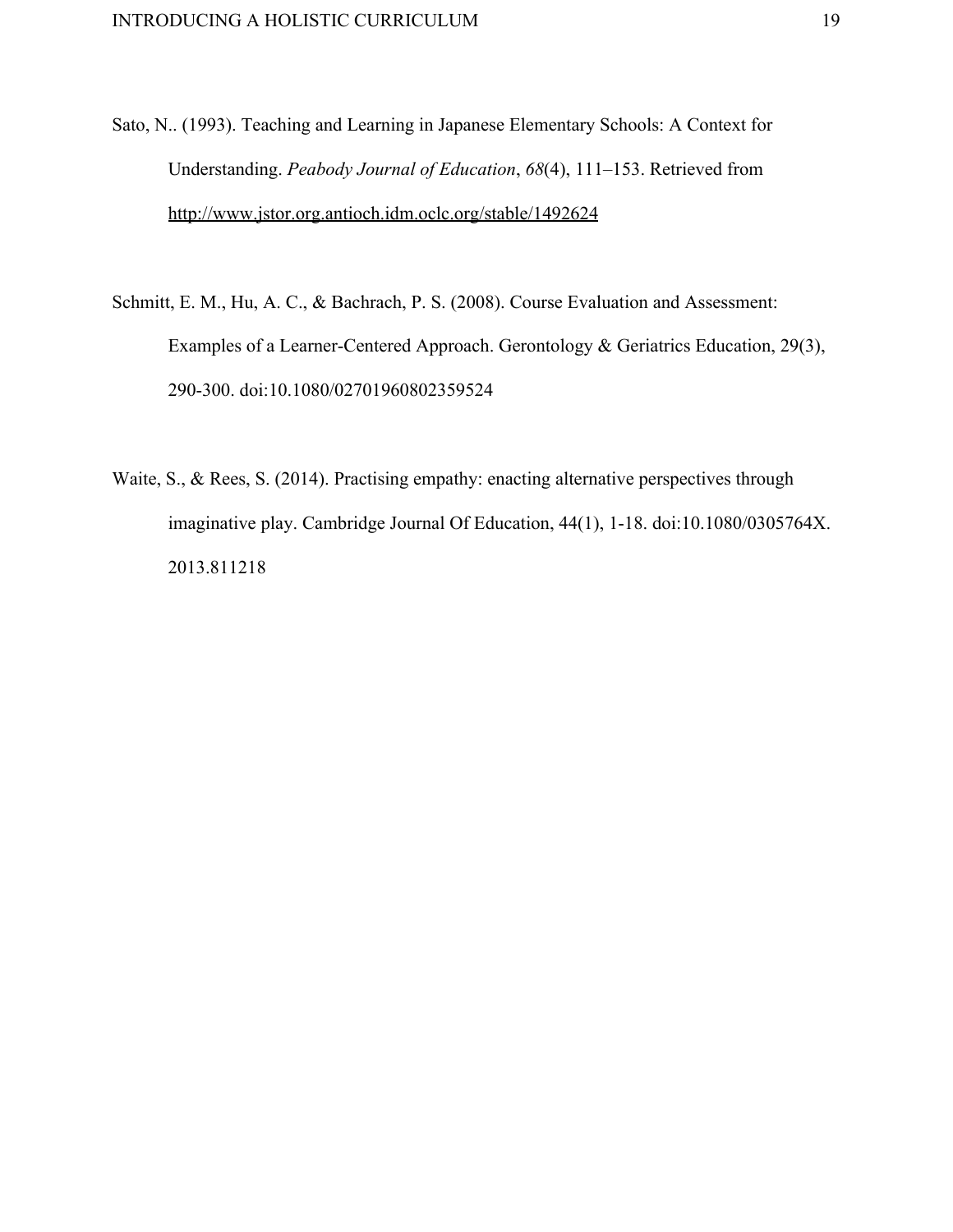Sato, N.. (1993). Teaching and Learning in Japanese Elementary Schools: A Context for Understanding. *Peabody Journal of Education*, *68*(4), 111–153. Retrieved from http://www.jstor.org.antioch.idm.oclc.org/stable/1492624

Schmitt, E. M., Hu, A. C., & Bachrach, P. S. (2008). Course Evaluation and Assessment: Examples of a Learner-Centered Approach. Gerontology & Geriatrics Education, 29(3), 290-300. doi:10.1080/02701960802359524

Waite, S., & Rees, S. (2014). Practising empathy: enacting alternative perspectives through imaginative play. Cambridge Journal Of Education, 44(1), 1-18. doi:10.1080/0305764X.2013.811218